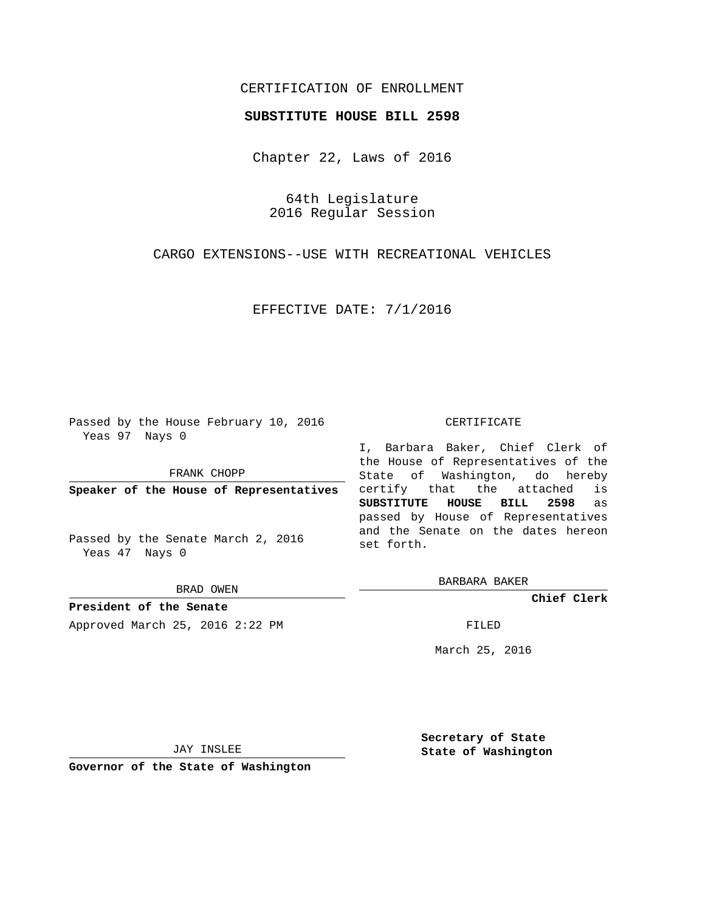CERTIFICATION OF ENROLLMENT

**SUBSTITUTE HOUSE BILL 2598**

Chapter 22, Laws of 2016

64th Legislature
2016 Regular Session

CARGO EXTENSIONS--USE WITH RECREATIONAL VEHICLES

EFFECTIVE DATE: 7/1/2016

Passed by the House February 10, 2016
Yeas 97 Nays 0

FRANK CHOPP

**Speaker of the House of Representatives**

Passed by the Senate March 2, 2016
Yeas 47 Nays 0

BRAD OWEN

**President of the Senate**

Approved March 25, 2016 2:22 PM

JAY INSLEE

**Governor of the State of Washington**

CERTIFICATE

I, Barbara Baker, Chief Clerk of the House of Representatives of the State of Washington, do hereby certify that the attached is **SUBSTITUTE HOUSE BILL 2598** as passed by House of Representatives and the Senate on the dates hereon set forth.

BARBARA BAKER

**Chief Clerk**

FILED

March 25, 2016

**Secretary of State**
**State of Washington**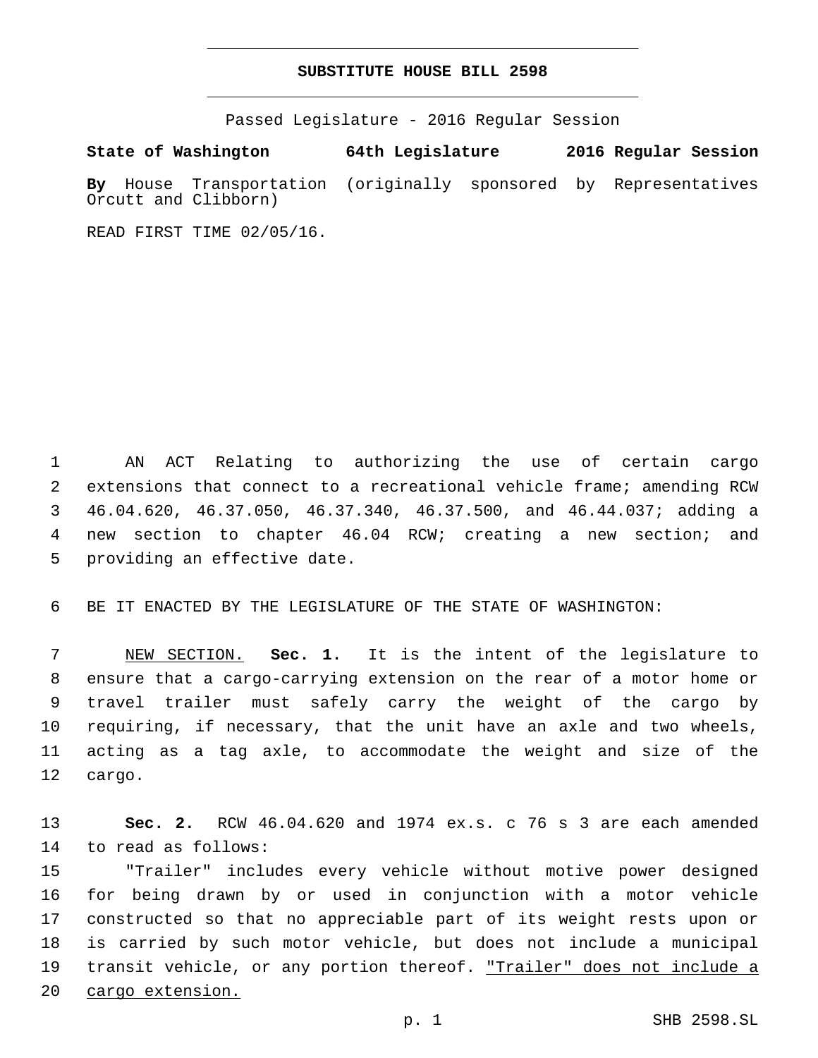# SUBSTITUTE HOUSE BILL 2598

Passed Legislature - 2016 Regular Session

**State of Washington 64th Legislature 2016 Regular Session**

**By** House Transportation (originally sponsored by Representatives Orcutt and Clibborn)

READ FIRST TIME 02/05/16.

AN ACT Relating to authorizing the use of certain cargo extensions that connect to a recreational vehicle frame; amending RCW 46.04.620, 46.37.050, 46.37.340, 46.37.500, and 46.44.037; adding a new section to chapter 46.04 RCW; creating a new section; and providing an effective date.

BE IT ENACTED BY THE LEGISLATURE OF THE STATE OF WASHINGTON:

NEW SECTION. **Sec. 1.** It is the intent of the legislature to ensure that a cargo-carrying extension on the rear of a motor home or travel trailer must safely carry the weight of the cargo by requiring, if necessary, that the unit have an axle and two wheels, acting as a tag axle, to accommodate the weight and size of the cargo.

**Sec. 2.** RCW 46.04.620 and 1974 ex.s. c 76 s 3 are each amended to read as follows:

"Trailer" includes every vehicle without motive power designed for being drawn by or used in conjunction with a motor vehicle constructed so that no appreciable part of its weight rests upon or is carried by such motor vehicle, but does not include a municipal transit vehicle, or any portion thereof. "Trailer" does not include a cargo extension.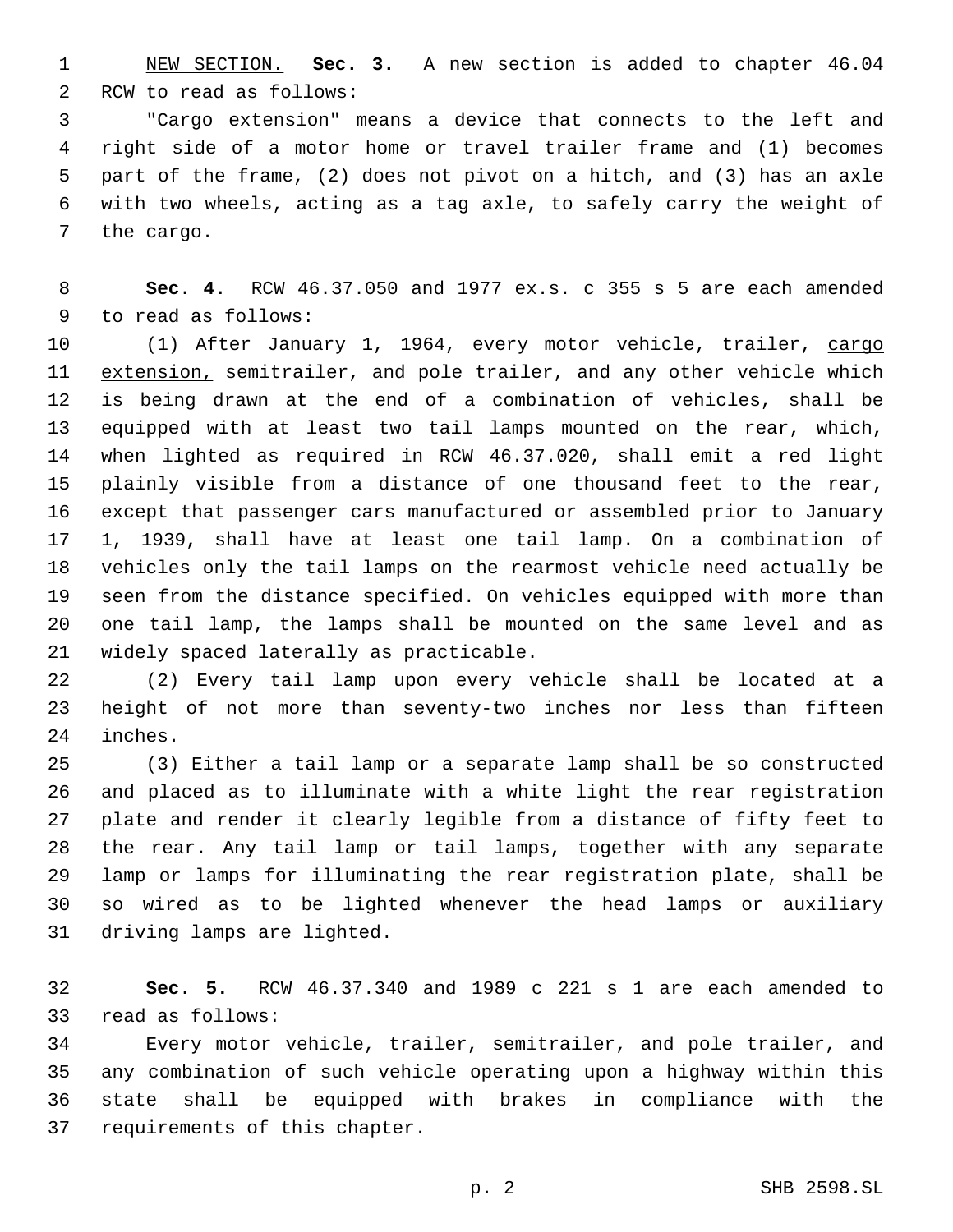NEW SECTION. **Sec. 3.** A new section is added to chapter 46.04 RCW to read as follows:

"Cargo extension" means a device that connects to the left and right side of a motor home or travel trailer frame and (1) becomes part of the frame, (2) does not pivot on a hitch, and (3) has an axle with two wheels, acting as a tag axle, to safely carry the weight of the cargo.

**Sec. 4.** RCW 46.37.050 and 1977 ex.s. c 355 s 5 are each amended to read as follows:

(1) After January 1, 1964, every motor vehicle, trailer, cargo extension, semitrailer, and pole trailer, and any other vehicle which is being drawn at the end of a combination of vehicles, shall be equipped with at least two tail lamps mounted on the rear, which, when lighted as required in RCW 46.37.020, shall emit a red light plainly visible from a distance of one thousand feet to the rear, except that passenger cars manufactured or assembled prior to January 1, 1939, shall have at least one tail lamp. On a combination of vehicles only the tail lamps on the rearmost vehicle need actually be seen from the distance specified. On vehicles equipped with more than one tail lamp, the lamps shall be mounted on the same level and as widely spaced laterally as practicable.

(2) Every tail lamp upon every vehicle shall be located at a height of not more than seventy-two inches nor less than fifteen inches.

(3) Either a tail lamp or a separate lamp shall be so constructed and placed as to illuminate with a white light the rear registration plate and render it clearly legible from a distance of fifty feet to the rear. Any tail lamp or tail lamps, together with any separate lamp or lamps for illuminating the rear registration plate, shall be so wired as to be lighted whenever the head lamps or auxiliary driving lamps are lighted.

**Sec. 5.** RCW 46.37.340 and 1989 c 221 s 1 are each amended to read as follows:

Every motor vehicle, trailer, semitrailer, and pole trailer, and any combination of such vehicle operating upon a highway within this state shall be equipped with brakes in compliance with the requirements of this chapter.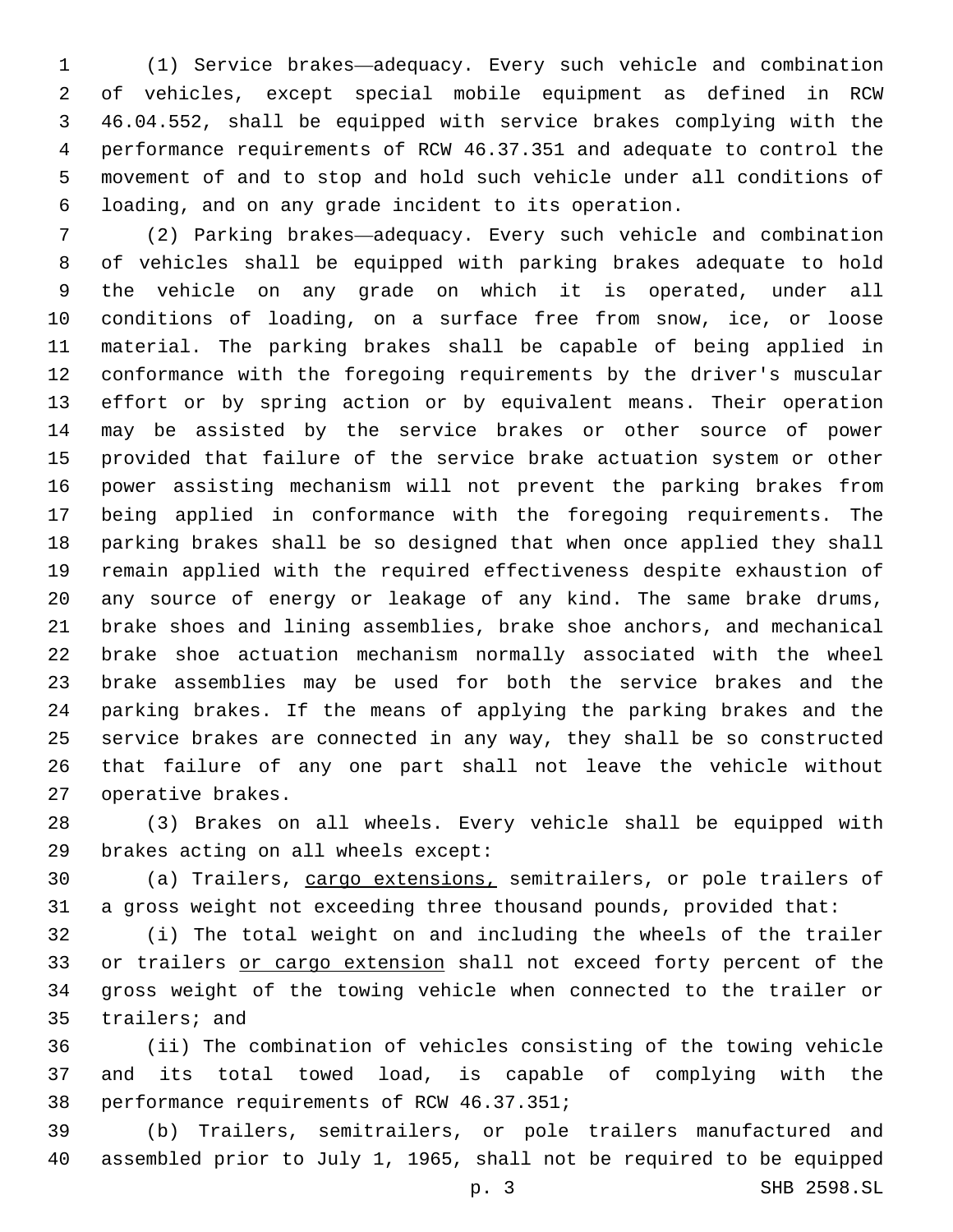(1) Service brakes—adequacy. Every such vehicle and combination of vehicles, except special mobile equipment as defined in RCW 46.04.552, shall be equipped with service brakes complying with the performance requirements of RCW 46.37.351 and adequate to control the movement of and to stop and hold such vehicle under all conditions of loading, and on any grade incident to its operation.

(2) Parking brakes—adequacy. Every such vehicle and combination of vehicles shall be equipped with parking brakes adequate to hold the vehicle on any grade on which it is operated, under all conditions of loading, on a surface free from snow, ice, or loose material. The parking brakes shall be capable of being applied in conformance with the foregoing requirements by the driver's muscular effort or by spring action or by equivalent means. Their operation may be assisted by the service brakes or other source of power provided that failure of the service brake actuation system or other power assisting mechanism will not prevent the parking brakes from being applied in conformance with the foregoing requirements. The parking brakes shall be so designed that when once applied they shall remain applied with the required effectiveness despite exhaustion of any source of energy or leakage of any kind. The same brake drums, brake shoes and lining assemblies, brake shoe anchors, and mechanical brake shoe actuation mechanism normally associated with the wheel brake assemblies may be used for both the service brakes and the parking brakes. If the means of applying the parking brakes and the service brakes are connected in any way, they shall be so constructed that failure of any one part shall not leave the vehicle without operative brakes.

(3) Brakes on all wheels. Every vehicle shall be equipped with brakes acting on all wheels except:

(a) Trailers, <u>cargo extensions,</u> semitrailers, or pole trailers of a gross weight not exceeding three thousand pounds, provided that:

(i) The total weight on and including the wheels of the trailer or trailers <u>or cargo extension</u> shall not exceed forty percent of the gross weight of the towing vehicle when connected to the trailer or trailers; and

(ii) The combination of vehicles consisting of the towing vehicle and its total towed load, is capable of complying with the performance requirements of RCW 46.37.351;

(b) Trailers, semitrailers, or pole trailers manufactured and assembled prior to July 1, 1965, shall not be required to be equipped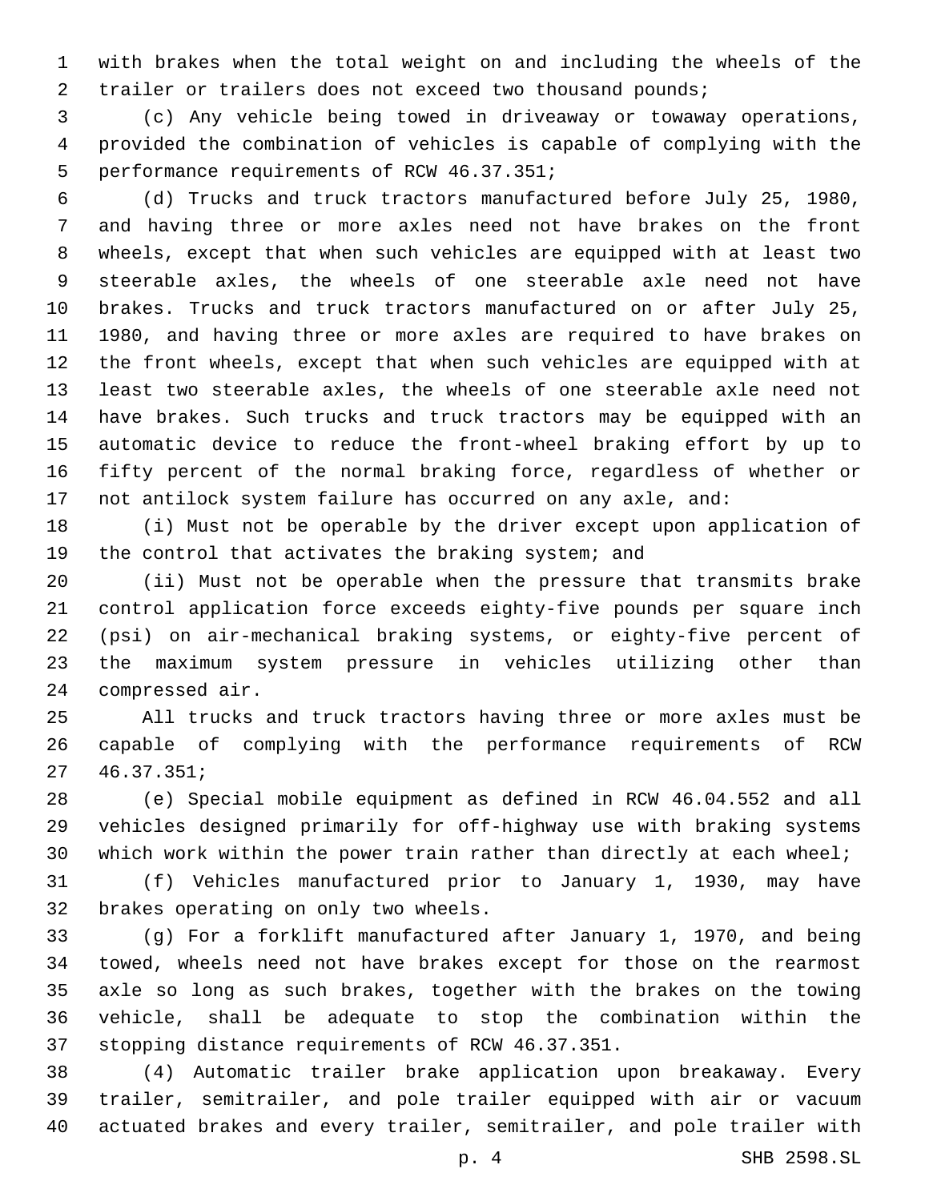with brakes when the total weight on and including the wheels of the trailer or trailers does not exceed two thousand pounds;

(c) Any vehicle being towed in driveaway or towaway operations, provided the combination of vehicles is capable of complying with the performance requirements of RCW 46.37.351;

(d) Trucks and truck tractors manufactured before July 25, 1980, and having three or more axles need not have brakes on the front wheels, except that when such vehicles are equipped with at least two steerable axles, the wheels of one steerable axle need not have brakes. Trucks and truck tractors manufactured on or after July 25, 1980, and having three or more axles are required to have brakes on the front wheels, except that when such vehicles are equipped with at least two steerable axles, the wheels of one steerable axle need not have brakes. Such trucks and truck tractors may be equipped with an automatic device to reduce the front-wheel braking effort by up to fifty percent of the normal braking force, regardless of whether or not antilock system failure has occurred on any axle, and:

(i) Must not be operable by the driver except upon application of the control that activates the braking system; and

(ii) Must not be operable when the pressure that transmits brake control application force exceeds eighty-five pounds per square inch (psi) on air-mechanical braking systems, or eighty-five percent of the maximum system pressure in vehicles utilizing other than compressed air.

All trucks and truck tractors having three or more axles must be capable of complying with the performance requirements of RCW 46.37.351;

(e) Special mobile equipment as defined in RCW 46.04.552 and all vehicles designed primarily for off-highway use with braking systems which work within the power train rather than directly at each wheel;

(f) Vehicles manufactured prior to January 1, 1930, may have brakes operating on only two wheels.

(g) For a forklift manufactured after January 1, 1970, and being towed, wheels need not have brakes except for those on the rearmost axle so long as such brakes, together with the brakes on the towing vehicle, shall be adequate to stop the combination within the stopping distance requirements of RCW 46.37.351.

(4) Automatic trailer brake application upon breakaway. Every trailer, semitrailer, and pole trailer equipped with air or vacuum actuated brakes and every trailer, semitrailer, and pole trailer with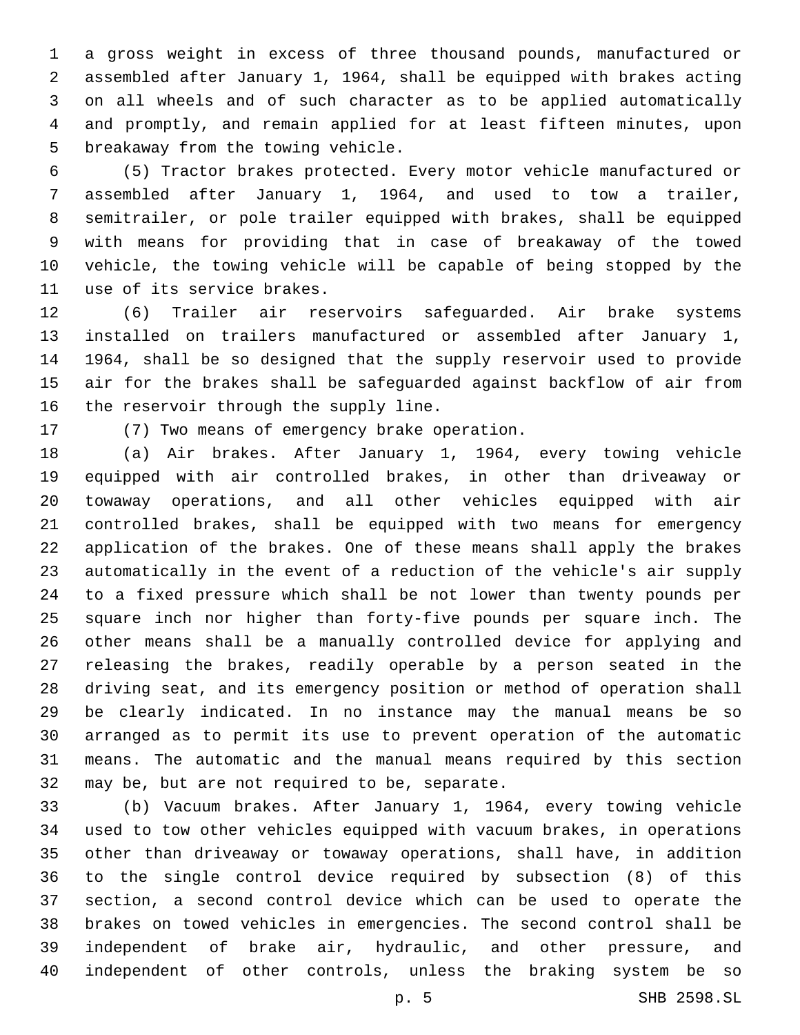a gross weight in excess of three thousand pounds, manufactured or assembled after January 1, 1964, shall be equipped with brakes acting on all wheels and of such character as to be applied automatically and promptly, and remain applied for at least fifteen minutes, upon breakaway from the towing vehicle.

(5) Tractor brakes protected. Every motor vehicle manufactured or assembled after January 1, 1964, and used to tow a trailer, semitrailer, or pole trailer equipped with brakes, shall be equipped with means for providing that in case of breakaway of the towed vehicle, the towing vehicle will be capable of being stopped by the use of its service brakes.

(6) Trailer air reservoirs safeguarded. Air brake systems installed on trailers manufactured or assembled after January 1, 1964, shall be so designed that the supply reservoir used to provide air for the brakes shall be safeguarded against backflow of air from the reservoir through the supply line.

(7) Two means of emergency brake operation.

(a) Air brakes. After January 1, 1964, every towing vehicle equipped with air controlled brakes, in other than driveaway or towaway operations, and all other vehicles equipped with air controlled brakes, shall be equipped with two means for emergency application of the brakes. One of these means shall apply the brakes automatically in the event of a reduction of the vehicle's air supply to a fixed pressure which shall be not lower than twenty pounds per square inch nor higher than forty-five pounds per square inch. The other means shall be a manually controlled device for applying and releasing the brakes, readily operable by a person seated in the driving seat, and its emergency position or method of operation shall be clearly indicated. In no instance may the manual means be so arranged as to permit its use to prevent operation of the automatic means. The automatic and the manual means required by this section may be, but are not required to be, separate.

(b) Vacuum brakes. After January 1, 1964, every towing vehicle used to tow other vehicles equipped with vacuum brakes, in operations other than driveaway or towaway operations, shall have, in addition to the single control device required by subsection (8) of this section, a second control device which can be used to operate the brakes on towed vehicles in emergencies. The second control shall be independent of brake air, hydraulic, and other pressure, and independent of other controls, unless the braking system be so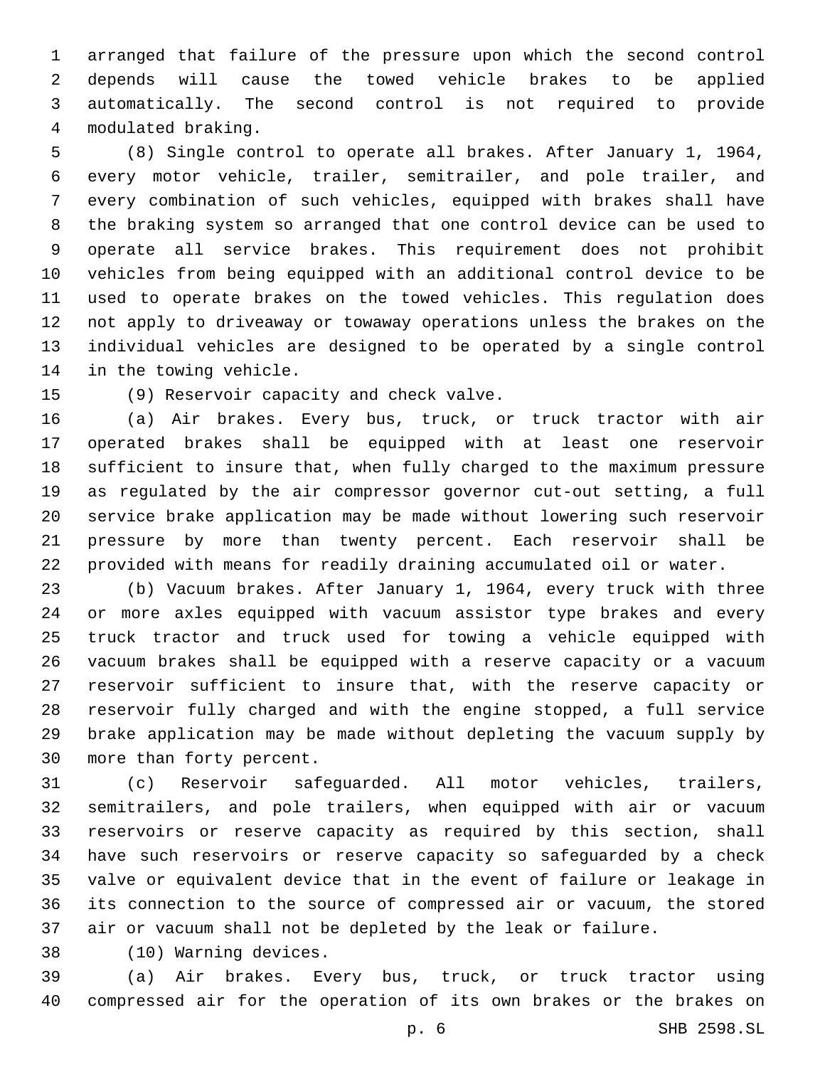arranged that failure of the pressure upon which the second control depends will cause the towed vehicle brakes to be applied automatically. The second control is not required to provide modulated braking.

(8) Single control to operate all brakes. After January 1, 1964, every motor vehicle, trailer, semitrailer, and pole trailer, and every combination of such vehicles, equipped with brakes shall have the braking system so arranged that one control device can be used to operate all service brakes. This requirement does not prohibit vehicles from being equipped with an additional control device to be used to operate brakes on the towed vehicles. This regulation does not apply to driveaway or towaway operations unless the brakes on the individual vehicles are designed to be operated by a single control in the towing vehicle.

(9) Reservoir capacity and check valve.

(a) Air brakes. Every bus, truck, or truck tractor with air operated brakes shall be equipped with at least one reservoir sufficient to insure that, when fully charged to the maximum pressure as regulated by the air compressor governor cut-out setting, a full service brake application may be made without lowering such reservoir pressure by more than twenty percent. Each reservoir shall be provided with means for readily draining accumulated oil or water.

(b) Vacuum brakes. After January 1, 1964, every truck with three or more axles equipped with vacuum assistor type brakes and every truck tractor and truck used for towing a vehicle equipped with vacuum brakes shall be equipped with a reserve capacity or a vacuum reservoir sufficient to insure that, with the reserve capacity or reservoir fully charged and with the engine stopped, a full service brake application may be made without depleting the vacuum supply by more than forty percent.

(c) Reservoir safeguarded. All motor vehicles, trailers, semitrailers, and pole trailers, when equipped with air or vacuum reservoirs or reserve capacity as required by this section, shall have such reservoirs or reserve capacity so safeguarded by a check valve or equivalent device that in the event of failure or leakage in its connection to the source of compressed air or vacuum, the stored air or vacuum shall not be depleted by the leak or failure.

(10) Warning devices.

(a) Air brakes. Every bus, truck, or truck tractor using compressed air for the operation of its own brakes or the brakes on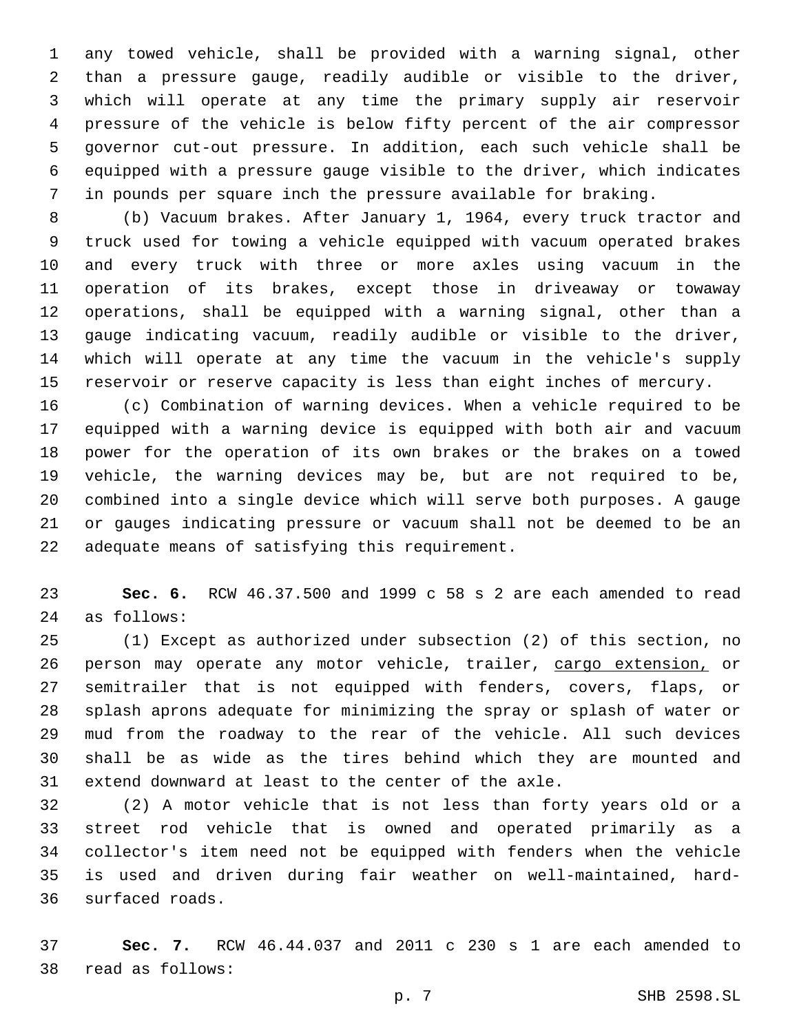any towed vehicle, shall be provided with a warning signal, other than a pressure gauge, readily audible or visible to the driver, which will operate at any time the primary supply air reservoir pressure of the vehicle is below fifty percent of the air compressor governor cut-out pressure. In addition, each such vehicle shall be equipped with a pressure gauge visible to the driver, which indicates in pounds per square inch the pressure available for braking.

(b) Vacuum brakes. After January 1, 1964, every truck tractor and truck used for towing a vehicle equipped with vacuum operated brakes and every truck with three or more axles using vacuum in the operation of its brakes, except those in driveaway or towaway operations, shall be equipped with a warning signal, other than a gauge indicating vacuum, readily audible or visible to the driver, which will operate at any time the vacuum in the vehicle's supply reservoir or reserve capacity is less than eight inches of mercury.

(c) Combination of warning devices. When a vehicle required to be equipped with a warning device is equipped with both air and vacuum power for the operation of its own brakes or the brakes on a towed vehicle, the warning devices may be, but are not required to be, combined into a single device which will serve both purposes. A gauge or gauges indicating pressure or vacuum shall not be deemed to be an adequate means of satisfying this requirement.

**Sec. 6.** RCW 46.37.500 and 1999 c 58 s 2 are each amended to read as follows:

(1) Except as authorized under subsection (2) of this section, no person may operate any motor vehicle, trailer, <u>cargo extension,</u> or semitrailer that is not equipped with fenders, covers, flaps, or splash aprons adequate for minimizing the spray or splash of water or mud from the roadway to the rear of the vehicle. All such devices shall be as wide as the tires behind which they are mounted and extend downward at least to the center of the axle.

(2) A motor vehicle that is not less than forty years old or a street rod vehicle that is owned and operated primarily as a collector's item need not be equipped with fenders when the vehicle is used and driven during fair weather on well-maintained, hard-surfaced roads.

**Sec. 7.** RCW 46.44.037 and 2011 c 230 s 1 are each amended to read as follows: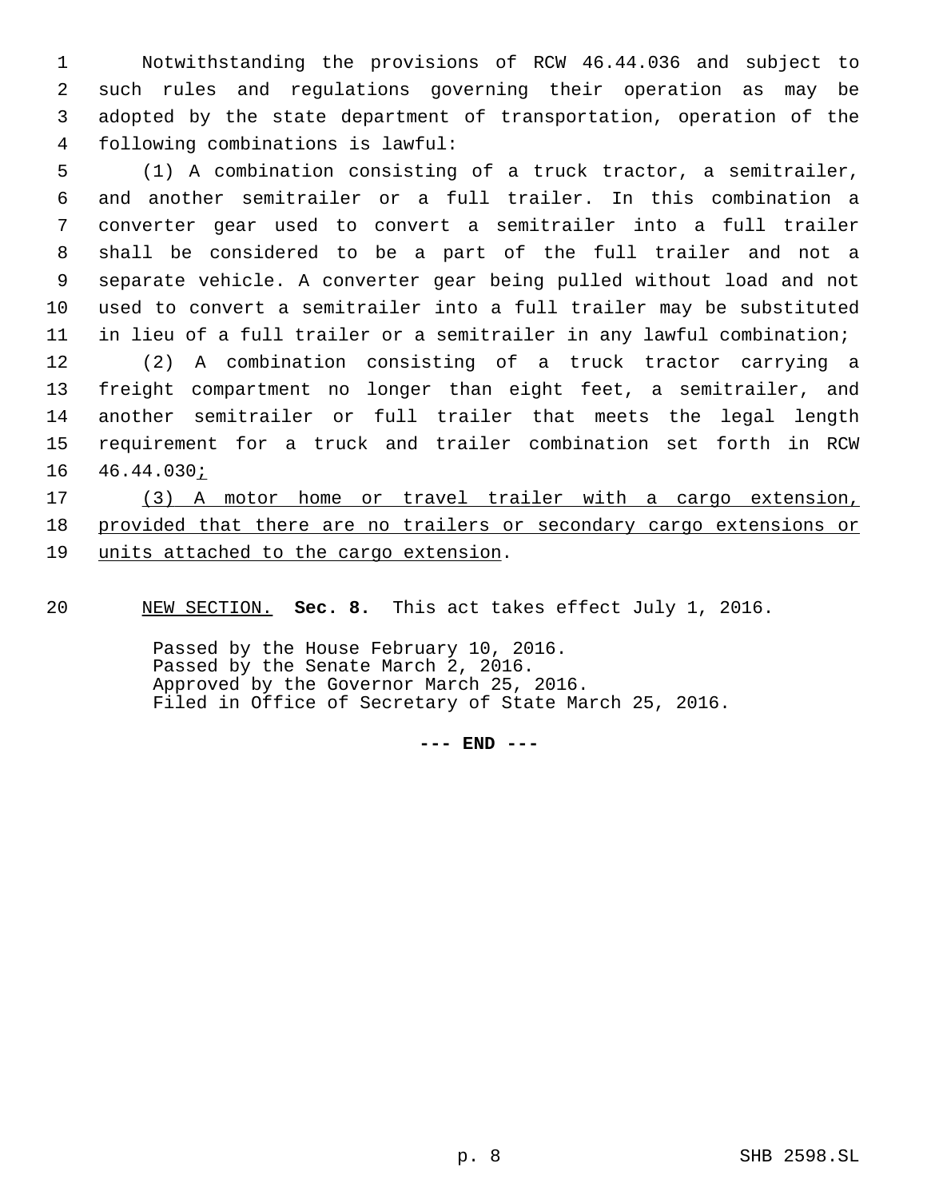Notwithstanding the provisions of RCW 46.44.036 and subject to such rules and regulations governing their operation as may be adopted by the state department of transportation, operation of the following combinations is lawful:

(1) A combination consisting of a truck tractor, a semitrailer, and another semitrailer or a full trailer. In this combination a converter gear used to convert a semitrailer into a full trailer shall be considered to be a part of the full trailer and not a separate vehicle. A converter gear being pulled without load and not used to convert a semitrailer into a full trailer may be substituted in lieu of a full trailer or a semitrailer in any lawful combination;

(2) A combination consisting of a truck tractor carrying a freight compartment no longer than eight feet, a semitrailer, and another semitrailer or full trailer that meets the legal length requirement for a truck and trailer combination set forth in RCW 46.44.030<u>;</u>

<u>(3) A motor home or travel trailer with a cargo extension, provided that there are no trailers or secondary cargo extensions or units attached to the cargo extension</u>.

<u>NEW SECTION.</u> **Sec. 8.** This act takes effect July 1, 2016.

Passed by the House February 10, 2016.
Passed by the Senate March 2, 2016.
Approved by the Governor March 25, 2016.
Filed in Office of Secretary of State March 25, 2016.

**--- END ---**